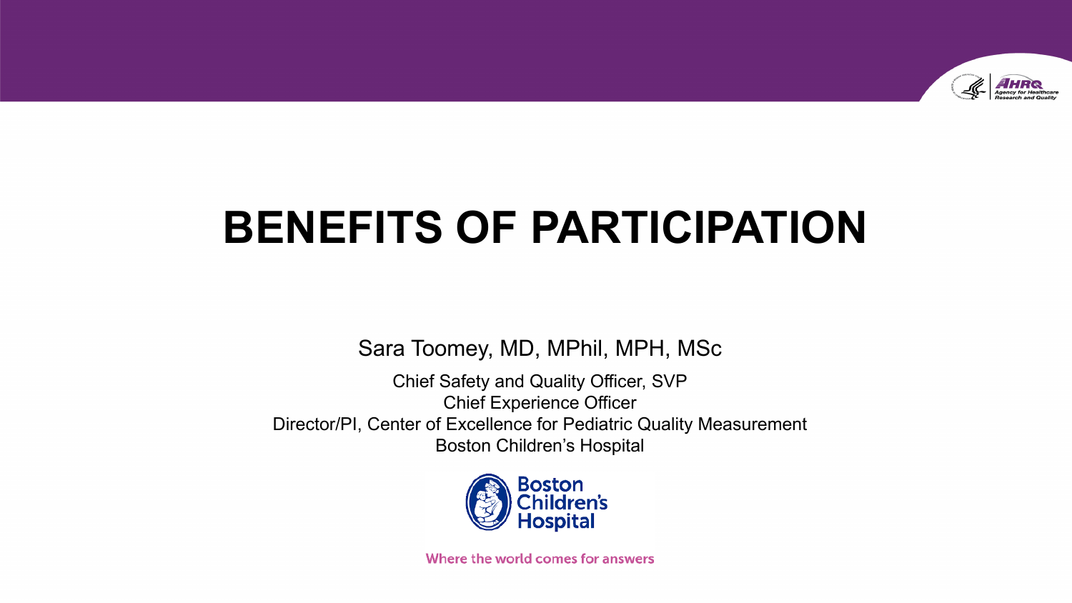# BENEFITS OF PARTICIPATION

Sara Toomey, MD, MPhil, MPH, MSc

Chief Safety and Quality Officer, SVP
Chief Experience Officer
Director/PI, Center of Excellence for Pediatric Quality Measurement
Boston Children's Hospital

Boston Children's Hospital

Where the world comes for answers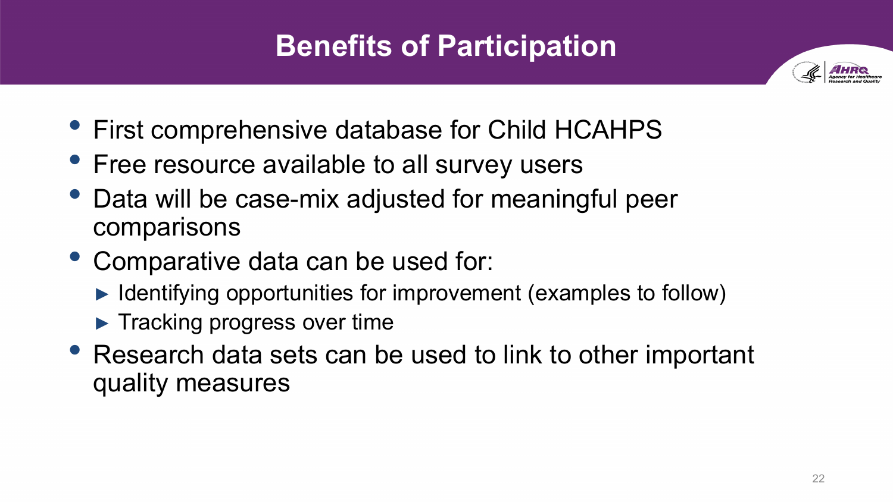# Benefits of Participation

- First comprehensive database for Child HCAHPS
- Free resource available to all survey users
- Data will be case-mix adjusted for meaningful peer comparisons
- Comparative data can be used for:
  - Identifying opportunities for improvement (examples to follow)
  - Tracking progress over time
- Research data sets can be used to link to other important quality measures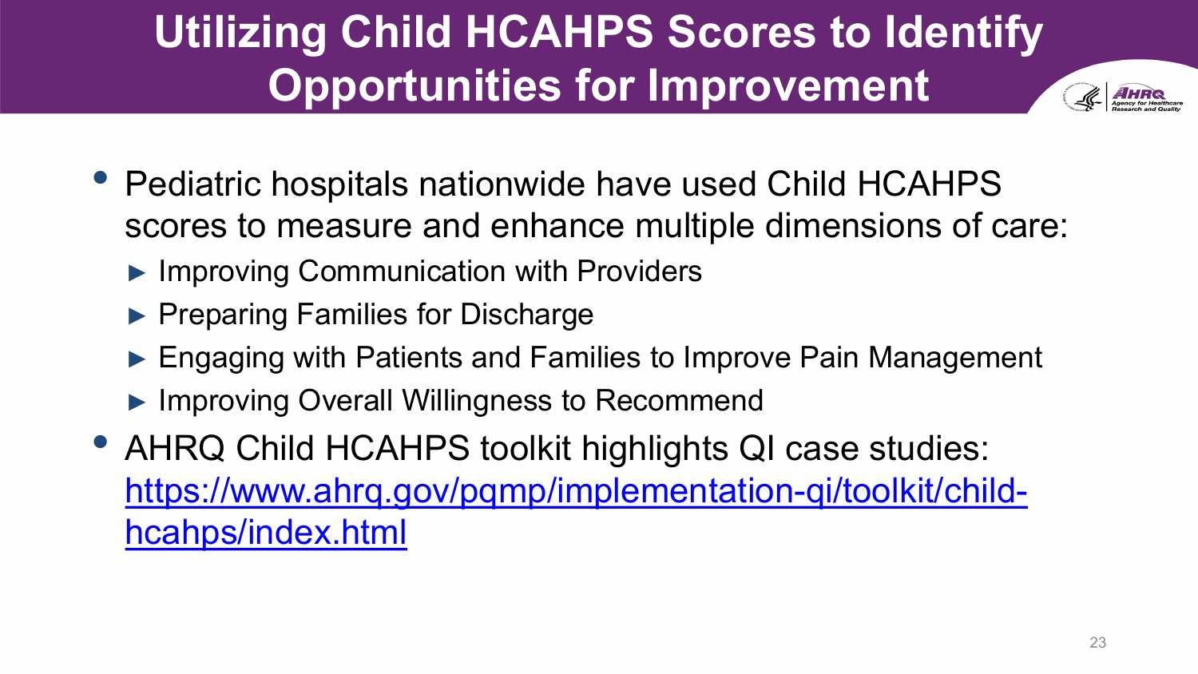# Utilizing Child HCAHPS Scores to Identify Opportunities for Improvement

- Pediatric hospitals nationwide have used Child HCAHPS scores to measure and enhance multiple dimensions of care:
  - Improving Communication with Providers
  - Preparing Families for Discharge
  - Engaging with Patients and Families to Improve Pain Management
  - Improving Overall Willingness to Recommend
- AHRQ Child HCAHPS toolkit highlights QI case studies: [https://www.ahrq.gov/pqmp/implementation-qi/toolkit/child-hcahps/index.html](https://www.ahrq.gov/pqmp/implementation-qi/toolkit/child-hcahps/index.html)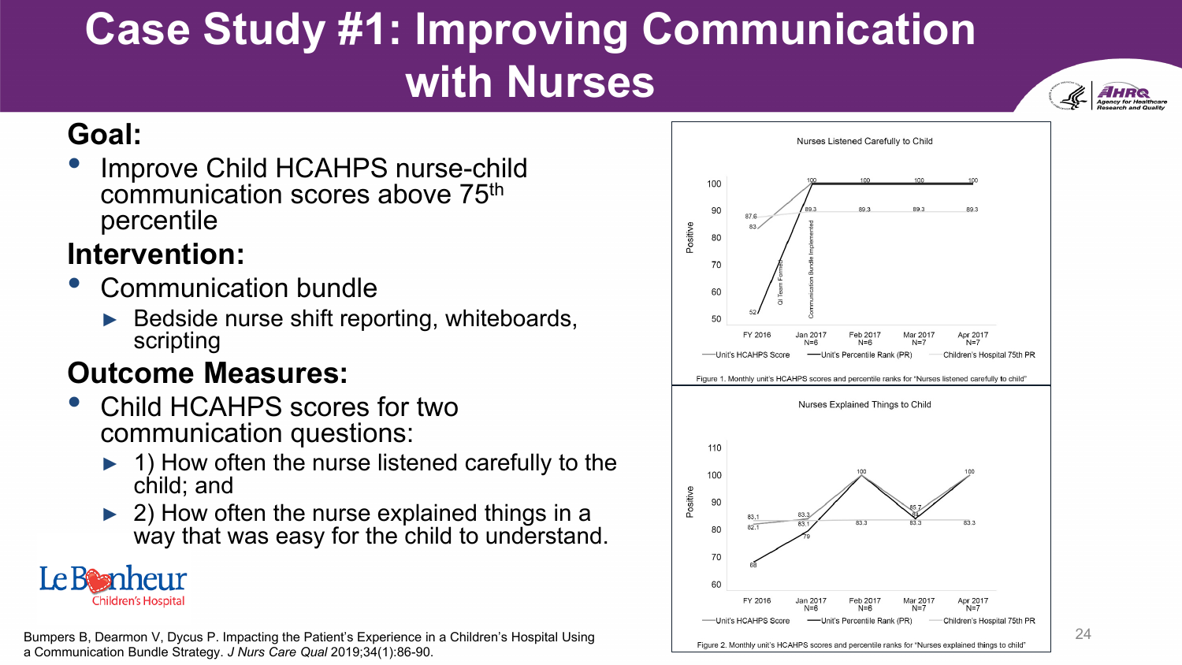# Case Study #1: Improving Communication with Nurses

## Goal:

- Improve Child HCAHPS nurse-child communication scores above 75th percentile

## Intervention:

- Communication bundle
  - Bedside nurse shift reporting, whiteboards, scripting

## Outcome Measures:

- Child HCAHPS scores for two communication questions:
  - 1) How often the nurse listened carefully to the child; and
  - 2) How often the nurse explained things in a way that was easy for the child to understand.

Nurses Listened Carefully to Child

Figure 1. Monthly unit's HCAHPS scores and percentile ranks for "Nurses listened carefully to child"

Nurses Explained Things to Child

Figure 2. Monthly unit's HCAHPS scores and percentile ranks for "Nurses explained things to child"

Bumpers B, Dearmon V, Dycus P. Impacting the Patient's Experience in a Children's Hospital Using a Communication Bundle Strategy. *J Nurs Care Qual* 2019;34(1):86-90.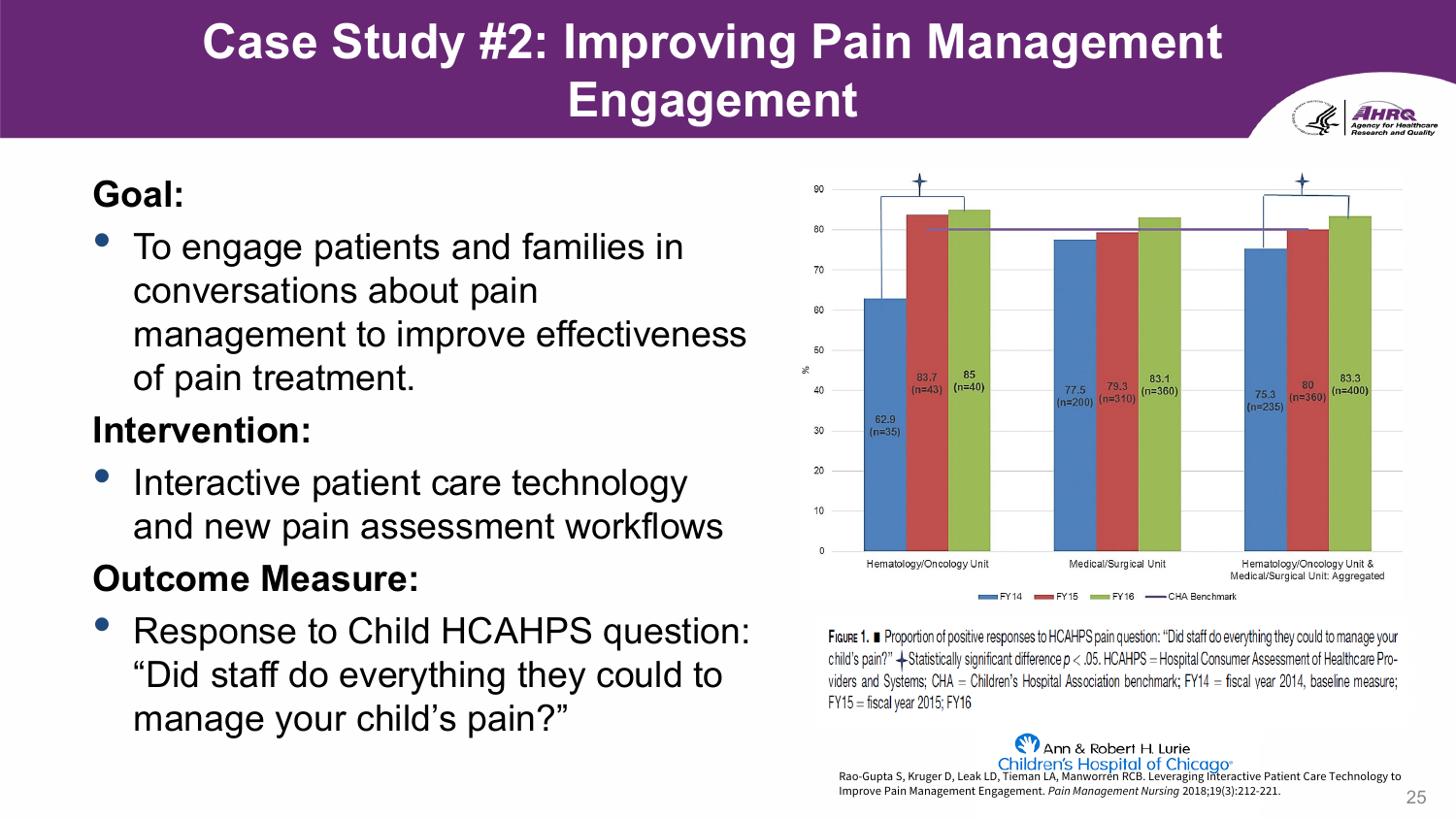# Case Study #2: Improving Pain Management Engagement

**Goal:**

- To engage patients and families in conversations about pain management to improve effectiveness of pain treatment.

**Intervention:**

- Interactive patient care technology and new pain assessment workflows

**Outcome Measure:**

- Response to Child HCAHPS question: "Did staff do everything they could to manage your child's pain?"

90
80
70
60
50
%
40
30
20
10
0

Hematology/Oncology Unit: 62.9 (n=35), 83.7 (n=43), 85 (n=40)

Medical/Surgical Unit: 77.5 (n=200), 79.3 (n=310), 83.1 (n=360)

Hematology/Oncology Unit & Medical/Surgical Unit: Aggregated: 75.3 (n=235), 80 (n=360), 83.3 (n=400)

FY14 FY15 FY16 CHA Benchmark

FIGURE 1. ■ Proportion of positive responses to HCAHPS pain question: "Did staff do everything they could to manage your child's pain?" ✦ Statistically significant difference $p < .05$. HCAHPS = Hospital Consumer Assessment of Healthcare Providers and Systems; CHA = Children's Hospital Association benchmark; FY14 = fiscal year 2014, baseline measure; FY15 = fiscal year 2015; FY16

Ann & Robert H. Lurie Children's Hospital of Chicago

Rao-Gupta S, Kruger D, Leak LD, Tieman LA, Manworren RCB. Leveraging Interactive Patient Care Technology to Improve Pain Management Engagement. *Pain Management Nursing* 2018;19(3):212-221.